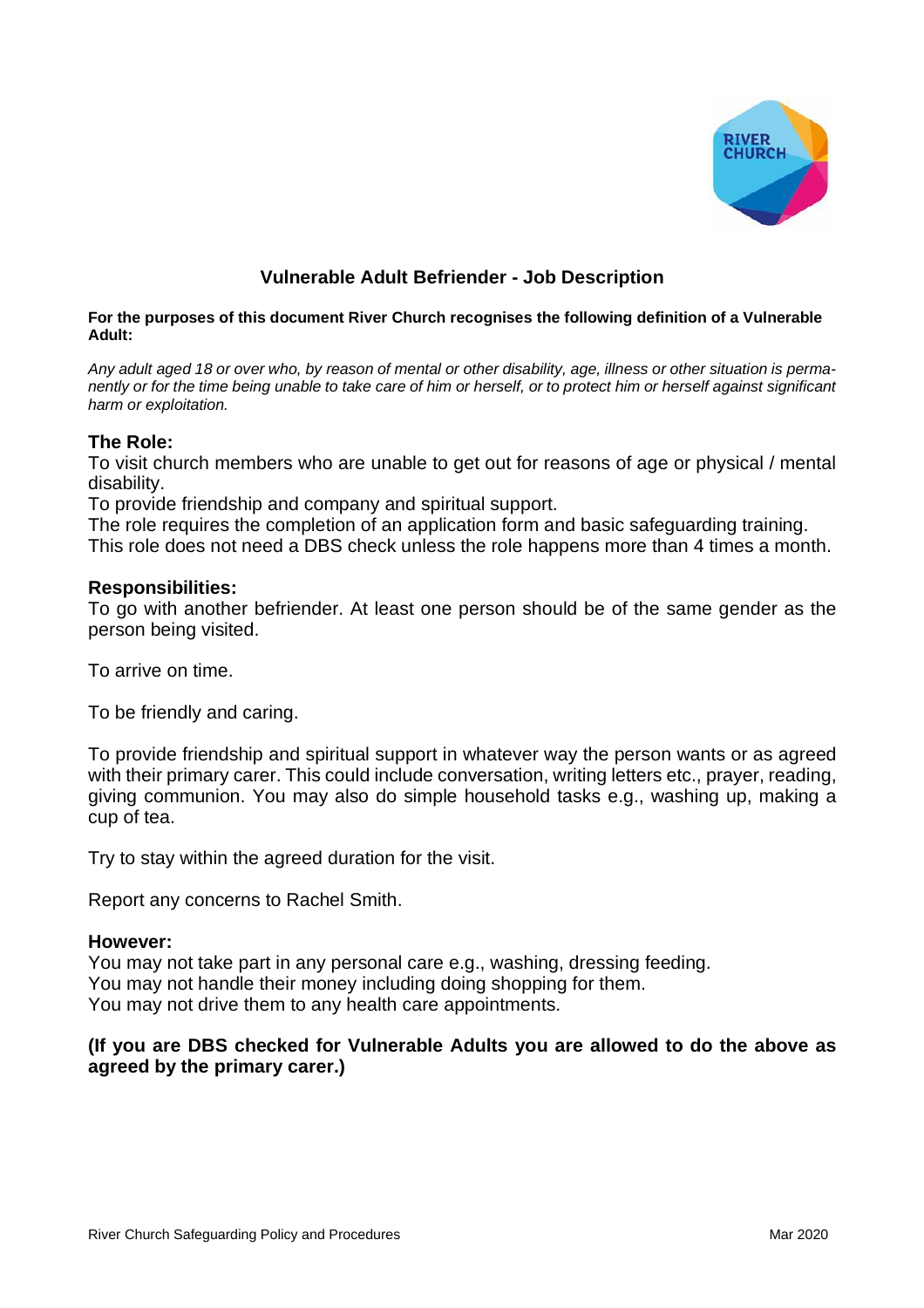# Vulnerable Adult Befriender - Job Description

**For the purposes of this document River Church recognises the following definition of a Vulnerable Adult:**

*Any adult aged 18 or over who, by reason of mental or other disability, age, illness or other situation is permanently or for the time being unable to take care of him or herself, or to protect him or herself against significant harm or exploitation.*

## The Role:

To visit church members who are unable to get out for reasons of age or physical / mental disability.
To provide friendship and company and spiritual support.
The role requires the completion of an application form and basic safeguarding training.
This role does not need a DBS check unless the role happens more than 4 times a month.

## Responsibilities:

To go with another befriender. At least one person should be of the same gender as the person being visited.

To arrive on time.

To be friendly and caring.

To provide friendship and spiritual support in whatever way the person wants or as agreed with their primary carer. This could include conversation, writing letters etc., prayer, reading, giving communion. You may also do simple household tasks e.g., washing up, making a cup of tea.

Try to stay within the agreed duration for the visit.

Report any concerns to Rachel Smith.

## However:

You may not take part in any personal care e.g., washing, dressing feeding.
You may not handle their money including doing shopping for them.
You may not drive them to any health care appointments.

**(If you are DBS checked for Vulnerable Adults you are allowed to do the above as agreed by the primary carer.)**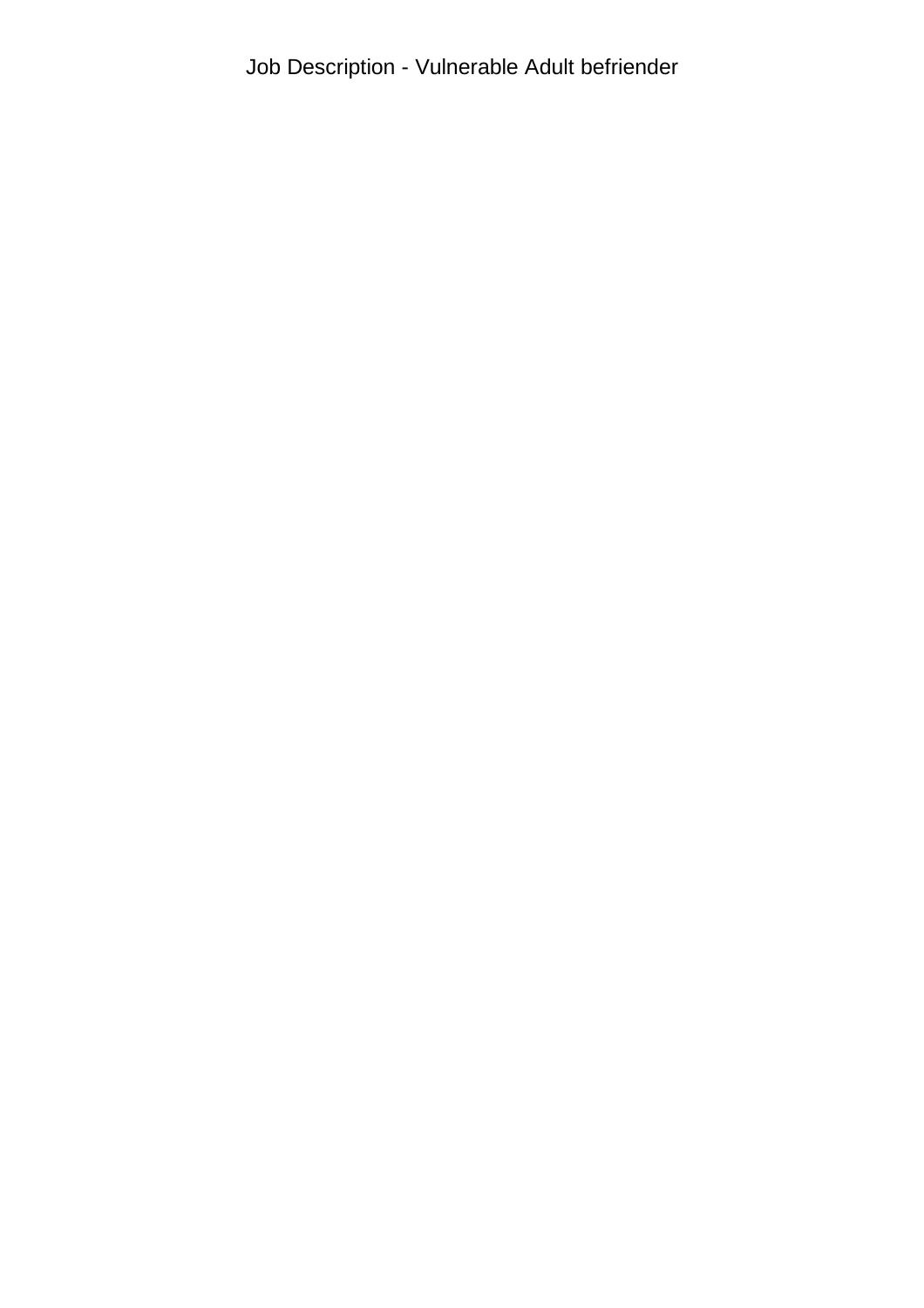Job Description - Vulnerable Adult befriender